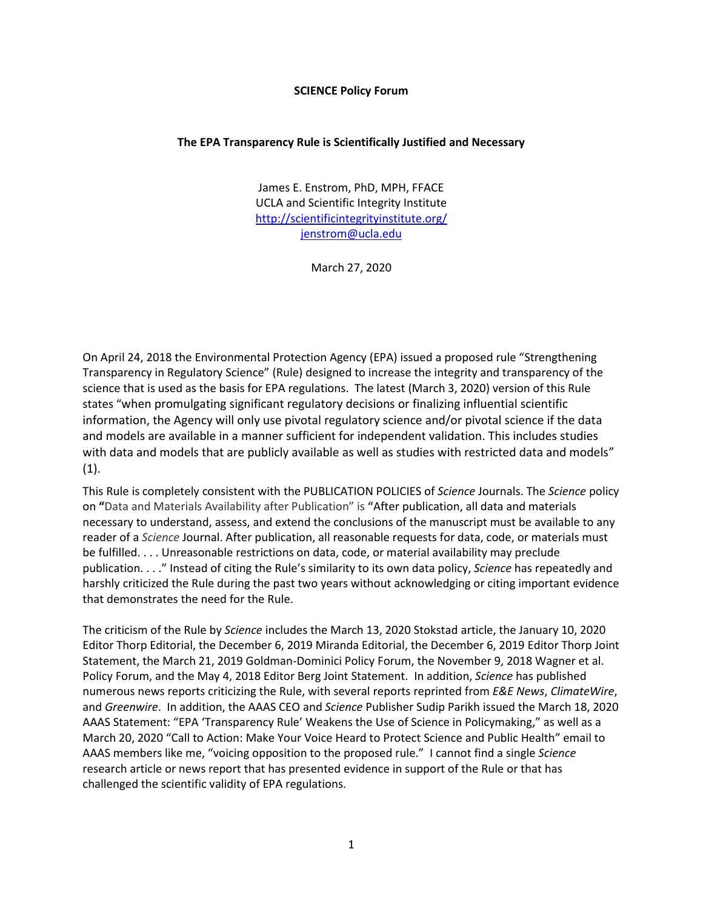**SCIENCE Policy Forum**

**The EPA Transparency Rule is Scientifically Justified and Necessary**

James E. Enstrom, PhD, MPH, FFACE
UCLA and Scientific Integrity Institute
http://scientificintegrityinstitute.org/
jenstrom@ucla.edu

March 27, 2020

On April 24, 2018 the Environmental Protection Agency (EPA) issued a proposed rule "Strengthening Transparency in Regulatory Science" (Rule) designed to increase the integrity and transparency of the science that is used as the basis for EPA regulations. The latest (March 3, 2020) version of this Rule states "when promulgating significant regulatory decisions or finalizing influential scientific information, the Agency will only use pivotal regulatory science and/or pivotal science if the data and models are available in a manner sufficient for independent validation. This includes studies with data and models that are publicly available as well as studies with restricted data and models" (1).

This Rule is completely consistent with the PUBLICATION POLICIES of *Science* Journals. The *Science* policy on **"**Data and Materials Availability after Publication" is "After publication, all data and materials necessary to understand, assess, and extend the conclusions of the manuscript must be available to any reader of a *Science* Journal. After publication, all reasonable requests for data, code, or materials must be fulfilled. . . . Unreasonable restrictions on data, code, or material availability may preclude publication. . . ." Instead of citing the Rule's similarity to its own data policy, *Science* has repeatedly and harshly criticized the Rule during the past two years without acknowledging or citing important evidence that demonstrates the need for the Rule.

The criticism of the Rule by *Science* includes the March 13, 2020 Stokstad article, the January 10, 2020 Editor Thorp Editorial, the December 6, 2019 Miranda Editorial, the December 6, 2019 Editor Thorp Joint Statement, the March 21, 2019 Goldman-Dominici Policy Forum, the November 9, 2018 Wagner et al. Policy Forum, and the May 4, 2018 Editor Berg Joint Statement. In addition, *Science* has published numerous news reports criticizing the Rule, with several reports reprinted from *E&E News*, *ClimateWire*, and *Greenwire*. In addition, the AAAS CEO and *Science* Publisher Sudip Parikh issued the March 18, 2020 AAAS Statement: "EPA 'Transparency Rule' Weakens the Use of Science in Policymaking," as well as a March 20, 2020 "Call to Action: Make Your Voice Heard to Protect Science and Public Health" email to AAAS members like me, "voicing opposition to the proposed rule." I cannot find a single *Science* research article or news report that has presented evidence in support of the Rule or that has challenged the scientific validity of EPA regulations.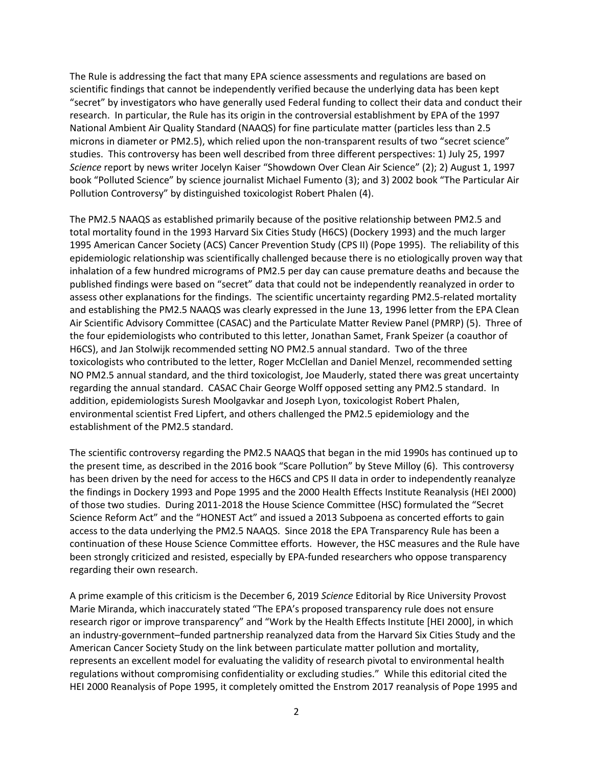The Rule is addressing the fact that many EPA science assessments and regulations are based on scientific findings that cannot be independently verified because the underlying data has been kept "secret" by investigators who have generally used Federal funding to collect their data and conduct their research. In particular, the Rule has its origin in the controversial establishment by EPA of the 1997 National Ambient Air Quality Standard (NAAQS) for fine particulate matter (particles less than 2.5 microns in diameter or PM2.5), which relied upon the non-transparent results of two "secret science" studies. This controversy has been well described from three different perspectives: 1) July 25, 1997 *Science* report by news writer Jocelyn Kaiser "Showdown Over Clean Air Science" (2); 2) August 1, 1997 book "Polluted Science" by science journalist Michael Fumento (3); and 3) 2002 book "The Particular Air Pollution Controversy" by distinguished toxicologist Robert Phalen (4).

The PM2.5 NAAQS as established primarily because of the positive relationship between PM2.5 and total mortality found in the 1993 Harvard Six Cities Study (H6CS) (Dockery 1993) and the much larger 1995 American Cancer Society (ACS) Cancer Prevention Study (CPS II) (Pope 1995). The reliability of this epidemiologic relationship was scientifically challenged because there is no etiologically proven way that inhalation of a few hundred micrograms of PM2.5 per day can cause premature deaths and because the published findings were based on "secret" data that could not be independently reanalyzed in order to assess other explanations for the findings. The scientific uncertainty regarding PM2.5-related mortality and establishing the PM2.5 NAAQS was clearly expressed in the June 13, 1996 letter from the EPA Clean Air Scientific Advisory Committee (CASAC) and the Particulate Matter Review Panel (PMRP) (5). Three of the four epidemiologists who contributed to this letter, Jonathan Samet, Frank Speizer (a coauthor of H6CS), and Jan Stolwijk recommended setting NO PM2.5 annual standard. Two of the three toxicologists who contributed to the letter, Roger McClellan and Daniel Menzel, recommended setting NO PM2.5 annual standard, and the third toxicologist, Joe Mauderly, stated there was great uncertainty regarding the annual standard. CASAC Chair George Wolff opposed setting any PM2.5 standard. In addition, epidemiologists Suresh Moolgavkar and Joseph Lyon, toxicologist Robert Phalen, environmental scientist Fred Lipfert, and others challenged the PM2.5 epidemiology and the establishment of the PM2.5 standard.

The scientific controversy regarding the PM2.5 NAAQS that began in the mid 1990s has continued up to the present time, as described in the 2016 book "Scare Pollution" by Steve Milloy (6). This controversy has been driven by the need for access to the H6CS and CPS II data in order to independently reanalyze the findings in Dockery 1993 and Pope 1995 and the 2000 Health Effects Institute Reanalysis (HEI 2000) of those two studies. During 2011-2018 the House Science Committee (HSC) formulated the "Secret Science Reform Act" and the "HONEST Act" and issued a 2013 Subpoena as concerted efforts to gain access to the data underlying the PM2.5 NAAQS. Since 2018 the EPA Transparency Rule has been a continuation of these House Science Committee efforts. However, the HSC measures and the Rule have been strongly criticized and resisted, especially by EPA-funded researchers who oppose transparency regarding their own research.

A prime example of this criticism is the December 6, 2019 *Science* Editorial by Rice University Provost Marie Miranda, which inaccurately stated "The EPA's proposed transparency rule does not ensure research rigor or improve transparency" and "Work by the Health Effects Institute [HEI 2000], in which an industry-government–funded partnership reanalyzed data from the Harvard Six Cities Study and the American Cancer Society Study on the link between particulate matter pollution and mortality, represents an excellent model for evaluating the validity of research pivotal to environmental health regulations without compromising confidentiality or excluding studies." While this editorial cited the HEI 2000 Reanalysis of Pope 1995, it completely omitted the Enstrom 2017 reanalysis of Pope 1995 and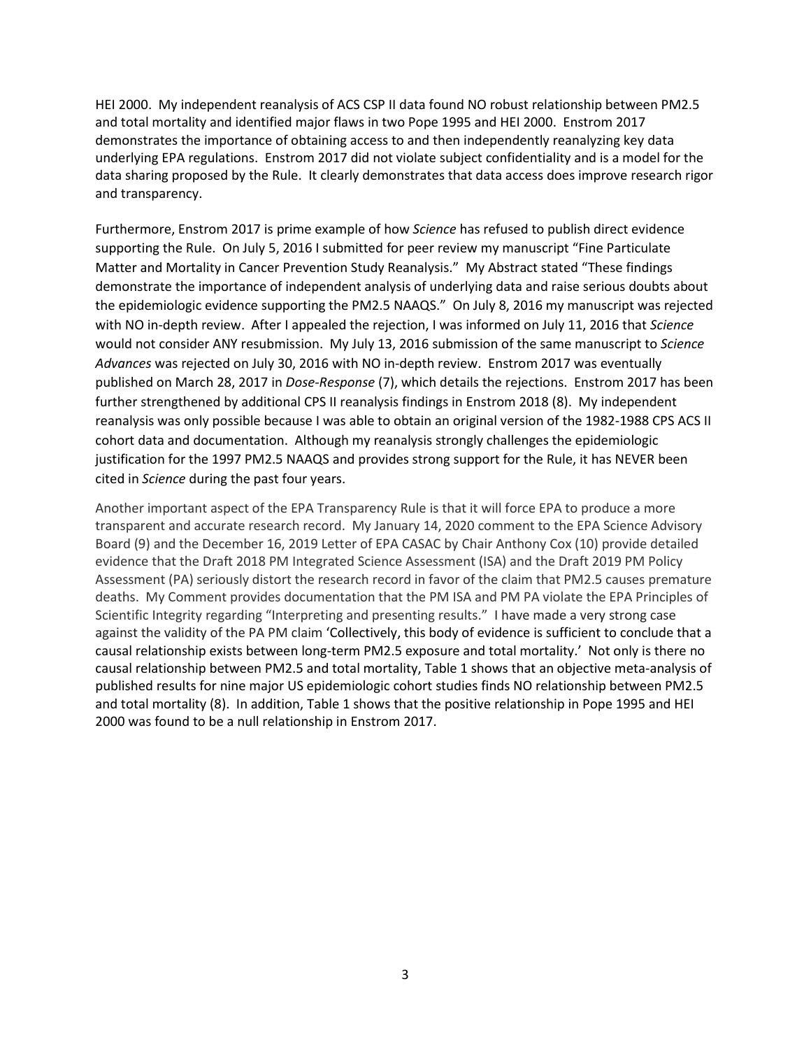HEI 2000. My independent reanalysis of ACS CSP II data found NO robust relationship between PM2.5 and total mortality and identified major flaws in two Pope 1995 and HEI 2000. Enstrom 2017 demonstrates the importance of obtaining access to and then independently reanalyzing key data underlying EPA regulations. Enstrom 2017 did not violate subject confidentiality and is a model for the data sharing proposed by the Rule. It clearly demonstrates that data access does improve research rigor and transparency.

Furthermore, Enstrom 2017 is prime example of how *Science* has refused to publish direct evidence supporting the Rule. On July 5, 2016 I submitted for peer review my manuscript "Fine Particulate Matter and Mortality in Cancer Prevention Study Reanalysis." My Abstract stated "These findings demonstrate the importance of independent analysis of underlying data and raise serious doubts about the epidemiologic evidence supporting the PM2.5 NAAQS." On July 8, 2016 my manuscript was rejected with NO in-depth review. After I appealed the rejection, I was informed on July 11, 2016 that *Science* would not consider ANY resubmission. My July 13, 2016 submission of the same manuscript to *Science Advances* was rejected on July 30, 2016 with NO in-depth review. Enstrom 2017 was eventually published on March 28, 2017 in *Dose-Response* (7), which details the rejections. Enstrom 2017 has been further strengthened by additional CPS II reanalysis findings in Enstrom 2018 (8). My independent reanalysis was only possible because I was able to obtain an original version of the 1982-1988 CPS ACS II cohort data and documentation. Although my reanalysis strongly challenges the epidemiologic justification for the 1997 PM2.5 NAAQS and provides strong support for the Rule, it has NEVER been cited in *Science* during the past four years.

Another important aspect of the EPA Transparency Rule is that it will force EPA to produce a more transparent and accurate research record. My January 14, 2020 comment to the EPA Science Advisory Board (9) and the December 16, 2019 Letter of EPA CASAC by Chair Anthony Cox (10) provide detailed evidence that the Draft 2018 PM Integrated Science Assessment (ISA) and the Draft 2019 PM Policy Assessment (PA) seriously distort the research record in favor of the claim that PM2.5 causes premature deaths. My Comment provides documentation that the PM ISA and PM PA violate the EPA Principles of Scientific Integrity regarding "Interpreting and presenting results." I have made a very strong case against the validity of the PA PM claim 'Collectively, this body of evidence is sufficient to conclude that a causal relationship exists between long-term PM2.5 exposure and total mortality.' Not only is there no causal relationship between PM2.5 and total mortality, Table 1 shows that an objective meta-analysis of published results for nine major US epidemiologic cohort studies finds NO relationship between PM2.5 and total mortality (8). In addition, Table 1 shows that the positive relationship in Pope 1995 and HEI 2000 was found to be a null relationship in Enstrom 2017.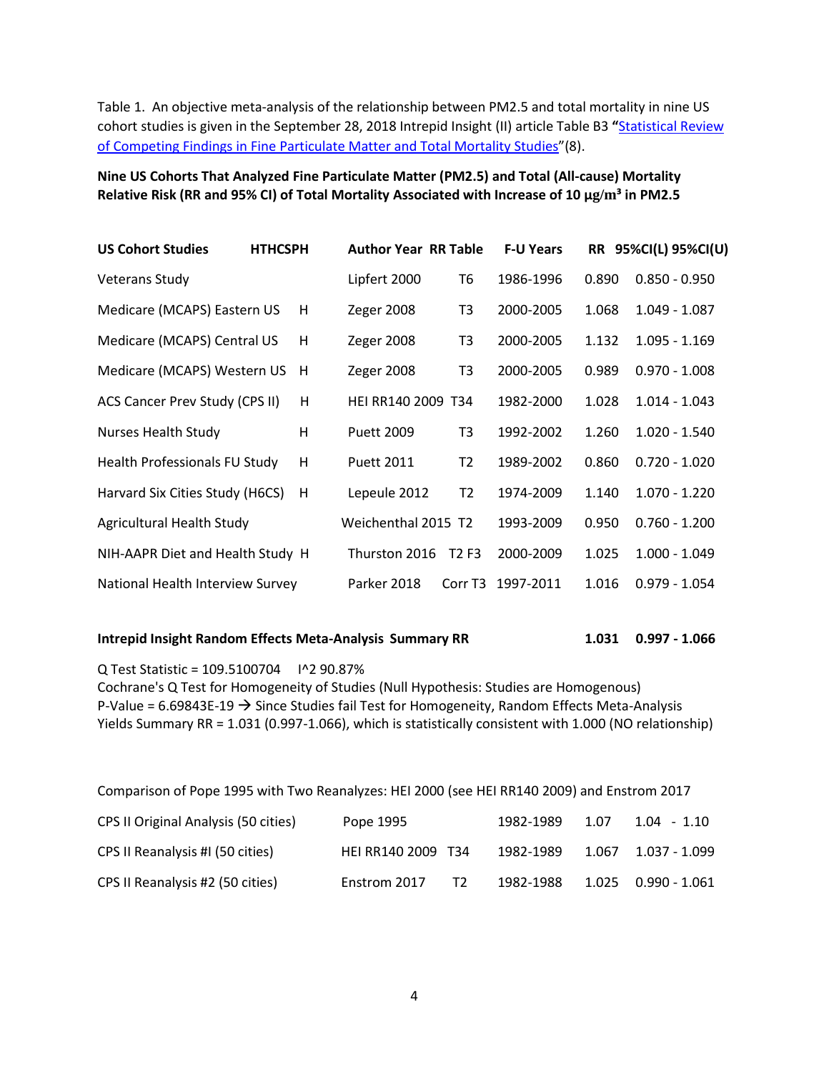Table 1. An objective meta-analysis of the relationship between PM2.5 and total mortality in nine US cohort studies is given in the September 28, 2018 Intrepid Insight (II) article Table B3 "Statistical Review of Competing Findings in Fine Particulate Matter and Total Mortality Studies"(8).

**Nine US Cohorts That Analyzed Fine Particulate Matter (PM2.5) and Total (All-cause) Mortality Relative Risk (RR and 95% CI) of Total Mortality Associated with Increase of 10 μg/m³ in PM2.5**

| US Cohort Studies | HTHCSPH | Author Year | RR Table | F-U Years | RR | 95%CI(L) 95%CI(U) |
|---|---|---|---|---|---|---|
| Veterans Study | | Lipfert 2000 | T6 | 1986-1996 | 0.890 | 0.850 - 0.950 |
| Medicare (MCAPS) Eastern US | H | Zeger 2008 | T3 | 2000-2005 | 1.068 | 1.049 - 1.087 |
| Medicare (MCAPS) Central US | H | Zeger 2008 | T3 | 2000-2005 | 1.132 | 1.095 - 1.169 |
| Medicare (MCAPS) Western US | H | Zeger 2008 | T3 | 2000-2005 | 0.989 | 0.970 - 1.008 |
| ACS Cancer Prev Study (CPS II) | H | HEI RR140 2009 | T34 | 1982-2000 | 1.028 | 1.014 - 1.043 |
| Nurses Health Study | H | Puett 2009 | T3 | 1992-2002 | 1.260 | 1.020 - 1.540 |
| Health Professionals FU Study | H | Puett 2011 | T2 | 1989-2002 | 0.860 | 0.720 - 1.020 |
| Harvard Six Cities Study (H6CS) | H | Lepeule 2012 | T2 | 1974-2009 | 1.140 | 1.070 - 1.220 |
| Agricultural Health Study | | Weichenthal 2015 | T2 | 1993-2009 | 0.950 | 0.760 - 1.200 |
| NIH-AAPR Diet and Health Study | H | Thurston 2016 | T2 F3 | 2000-2009 | 1.025 | 1.000 - 1.049 |
| National Health Interview Survey | | Parker 2018 | Corr T3 | 1997-2011 | 1.016 | 0.979 - 1.054 |
| **Intrepid Insight Random Effects Meta-Analysis Summary RR** | | | | | **1.031** | **0.997 - 1.066** |

Q Test Statistic = 109.5100704 I^2 90.87%
Cochrane's Q Test for Homogeneity of Studies (Null Hypothesis: Studies are Homogenous)
P-Value = 6.69843E-19 → Since Studies fail Test for Homogeneity, Random Effects Meta-Analysis Yields Summary RR = 1.031 (0.997-1.066), which is statistically consistent with 1.000 (NO relationship)

Comparison of Pope 1995 with Two Reanalyzes: HEI 2000 (see HEI RR140 2009) and Enstrom 2017

| | Author Year | RR Table | F-U Years | RR | 95%CI(L) 95%CI(U) |
|---|---|---|---|---|---|
| CPS II Original Analysis (50 cities) | Pope 1995 | | 1982-1989 | 1.07 | 1.04 - 1.10 |
| CPS II Reanalysis #I (50 cities) | HEI RR140 2009 | T34 | 1982-1989 | 1.067 | 1.037 - 1.099 |
| CPS II Reanalysis #2 (50 cities) | Enstrom 2017 | T2 | 1982-1988 | 1.025 | 0.990 - 1.061 |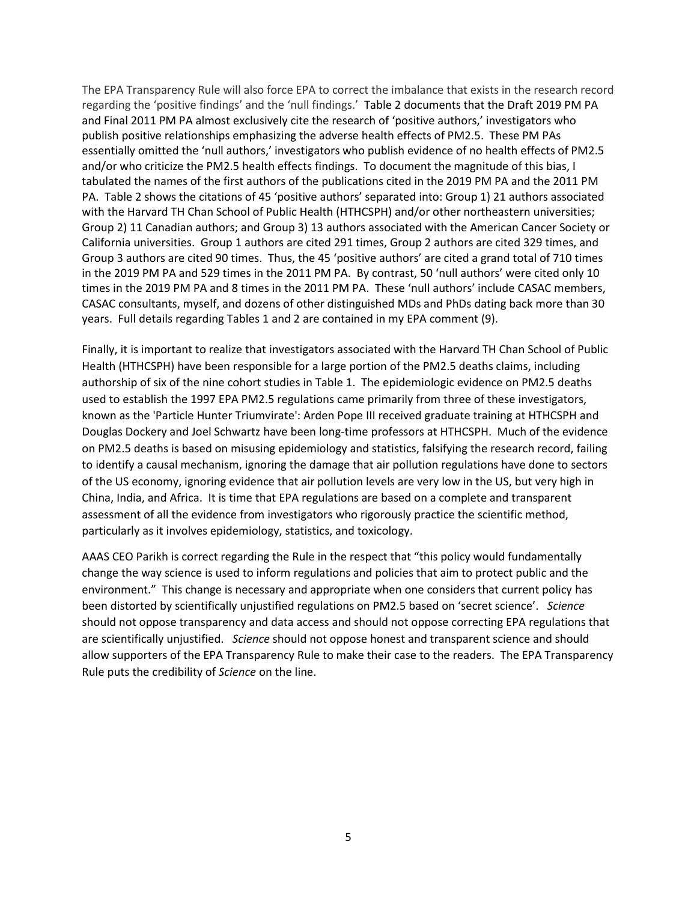The EPA Transparency Rule will also force EPA to correct the imbalance that exists in the research record regarding the 'positive findings' and the 'null findings.' Table 2 documents that the Draft 2019 PM PA and Final 2011 PM PA almost exclusively cite the research of 'positive authors,' investigators who publish positive relationships emphasizing the adverse health effects of PM2.5. These PM PAs essentially omitted the 'null authors,' investigators who publish evidence of no health effects of PM2.5 and/or who criticize the PM2.5 health effects findings. To document the magnitude of this bias, I tabulated the names of the first authors of the publications cited in the 2019 PM PA and the 2011 PM PA. Table 2 shows the citations of 45 'positive authors' separated into: Group 1) 21 authors associated with the Harvard TH Chan School of Public Health (HTHCSPH) and/or other northeastern universities; Group 2) 11 Canadian authors; and Group 3) 13 authors associated with the American Cancer Society or California universities. Group 1 authors are cited 291 times, Group 2 authors are cited 329 times, and Group 3 authors are cited 90 times. Thus, the 45 'positive authors' are cited a grand total of 710 times in the 2019 PM PA and 529 times in the 2011 PM PA. By contrast, 50 'null authors' were cited only 10 times in the 2019 PM PA and 8 times in the 2011 PM PA. These 'null authors' include CASAC members, CASAC consultants, myself, and dozens of other distinguished MDs and PhDs dating back more than 30 years. Full details regarding Tables 1 and 2 are contained in my EPA comment (9).

Finally, it is important to realize that investigators associated with the Harvard TH Chan School of Public Health (HTHCSPH) have been responsible for a large portion of the PM2.5 deaths claims, including authorship of six of the nine cohort studies in Table 1. The epidemiologic evidence on PM2.5 deaths used to establish the 1997 EPA PM2.5 regulations came primarily from three of these investigators, known as the 'Particle Hunter Triumvirate': Arden Pope III received graduate training at HTHCSPH and Douglas Dockery and Joel Schwartz have been long-time professors at HTHCSPH. Much of the evidence on PM2.5 deaths is based on misusing epidemiology and statistics, falsifying the research record, failing to identify a causal mechanism, ignoring the damage that air pollution regulations have done to sectors of the US economy, ignoring evidence that air pollution levels are very low in the US, but very high in China, India, and Africa. It is time that EPA regulations are based on a complete and transparent assessment of all the evidence from investigators who rigorously practice the scientific method, particularly as it involves epidemiology, statistics, and toxicology.

AAAS CEO Parikh is correct regarding the Rule in the respect that "this policy would fundamentally change the way science is used to inform regulations and policies that aim to protect public and the environment." This change is necessary and appropriate when one considers that current policy has been distorted by scientifically unjustified regulations on PM2.5 based on 'secret science'. *Science* should not oppose transparency and data access and should not oppose correcting EPA regulations that are scientifically unjustified. *Science* should not oppose honest and transparent science and should allow supporters of the EPA Transparency Rule to make their case to the readers. The EPA Transparency Rule puts the credibility of *Science* on the line.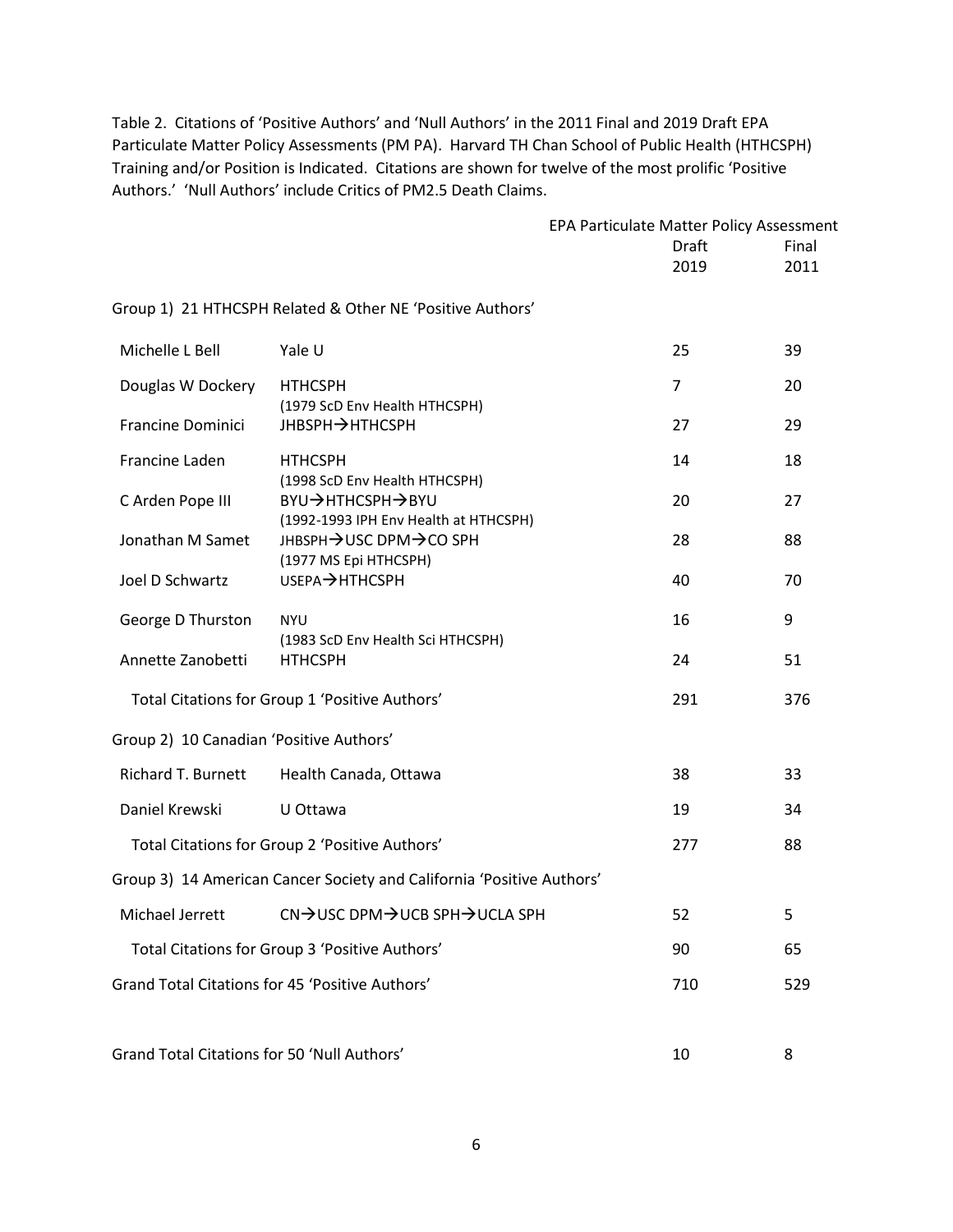Table 2. Citations of 'Positive Authors' and 'Null Authors' in the 2011 Final and 2019 Draft EPA Particulate Matter Policy Assessments (PM PA). Harvard TH Chan School of Public Health (HTHCSPH) Training and/or Position is Indicated. Citations are shown for twelve of the most prolific 'Positive Authors.' 'Null Authors' include Critics of PM2.5 Death Claims.

| | | EPA Particulate Matter Policy Assessment | |
|---|---|---|---|
| | | Draft 2019 | Final 2011 |
| **Group 1) 21 HTHCSPH Related & Other NE 'Positive Authors'** | | | |
| Michelle L Bell | Yale U | 25 | 39 |
| Douglas W Dockery | HTHCSPH (1979 ScD Env Health HTHCSPH) | 7 | 20 |
| Francine Dominici | JHBSPH→HTHCSPH | 27 | 29 |
| Francine Laden | HTHCSPH (1998 ScD Env Health HTHCSPH) | 14 | 18 |
| C Arden Pope III | BYU→HTHCSPH→BYU (1992-1993 IPH Env Health at HTHCSPH) | 20 | 27 |
| Jonathan M Samet | JHBSPH→USC DPM→CO SPH (1977 MS Epi HTHCSPH) | 28 | 88 |
| Joel D Schwartz | USEPA→HTHCSPH | 40 | 70 |
| George D Thurston | NYU (1983 ScD Env Health Sci HTHCSPH) | 16 | 9 |
| Annette Zanobetti | HTHCSPH | 24 | 51 |
| Total Citations for Group 1 'Positive Authors' | | 291 | 376 |
| **Group 2) 10 Canadian 'Positive Authors'** | | | |
| Richard T. Burnett | Health Canada, Ottawa | 38 | 33 |
| Daniel Krewski | U Ottawa | 19 | 34 |
| Total Citations for Group 2 'Positive Authors' | | 277 | 88 |
| **Group 3) 14 American Cancer Society and California 'Positive Authors'** | | | |
| Michael Jerrett | CN→USC DPM→UCB SPH→UCLA SPH | 52 | 5 |
| Total Citations for Group 3 'Positive Authors' | | 90 | 65 |
| Grand Total Citations for 45 'Positive Authors' | | 710 | 529 |
| Grand Total Citations for 50 'Null Authors' | | 10 | 8 |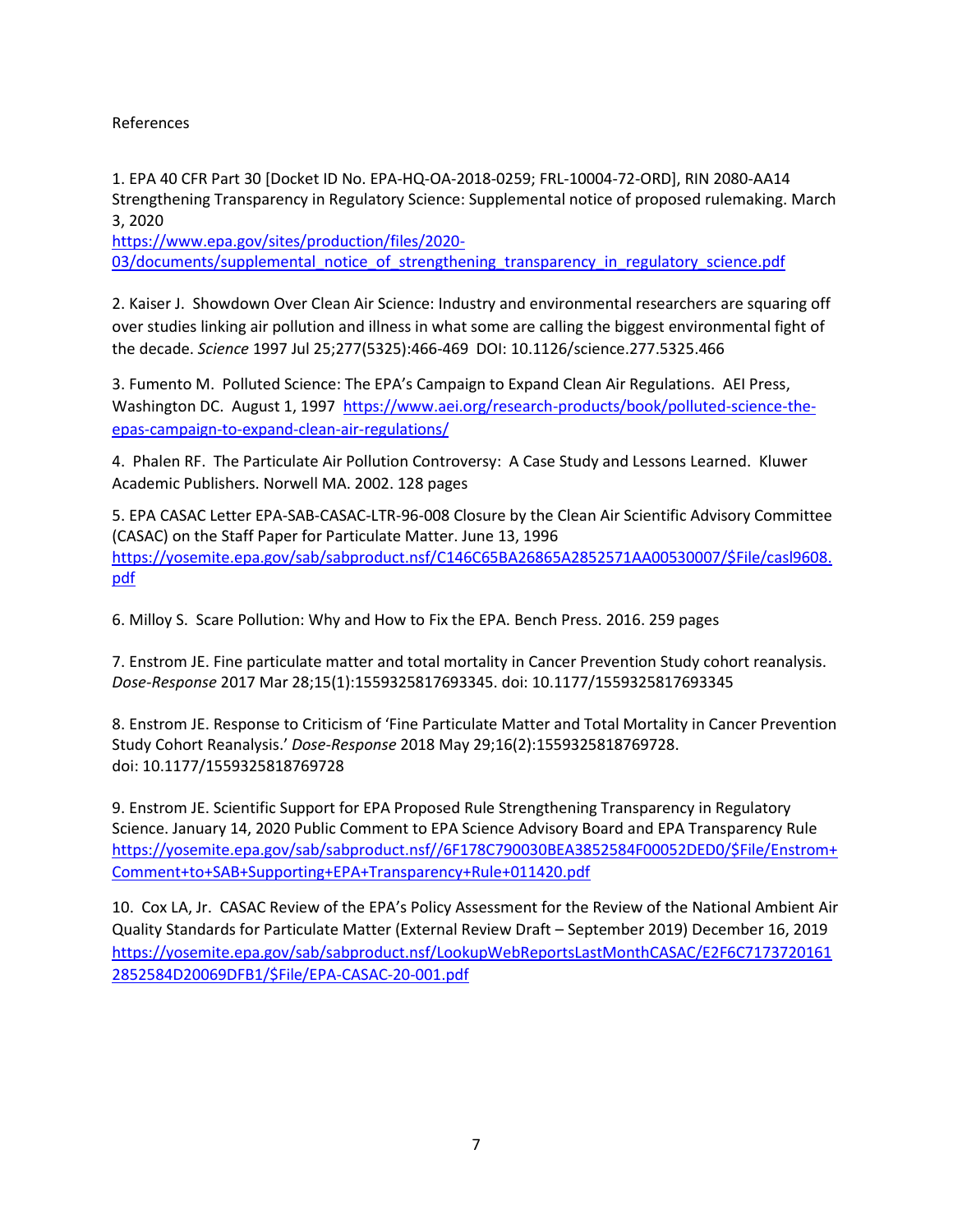References

1. EPA 40 CFR Part 30 [Docket ID No. EPA-HQ-OA-2018-0259; FRL-10004-72-ORD], RIN 2080-AA14 Strengthening Transparency in Regulatory Science: Supplemental notice of proposed rulemaking. March 3, 2020
https://www.epa.gov/sites/production/files/2020-03/documents/supplemental_notice_of_strengthening_transparency_in_regulatory_science.pdf

2. Kaiser J. Showdown Over Clean Air Science: Industry and environmental researchers are squaring off over studies linking air pollution and illness in what some are calling the biggest environmental fight of the decade. *Science* 1997 Jul 25;277(5325):466-469 DOI: 10.1126/science.277.5325.466

3. Fumento M. Polluted Science: The EPA's Campaign to Expand Clean Air Regulations. AEI Press, Washington DC. August 1, 1997 https://www.aei.org/research-products/book/polluted-science-the-epas-campaign-to-expand-clean-air-regulations/

4. Phalen RF. The Particulate Air Pollution Controversy: A Case Study and Lessons Learned. Kluwer Academic Publishers. Norwell MA. 2002. 128 pages

5. EPA CASAC Letter EPA-SAB-CASAC-LTR-96-008 Closure by the Clean Air Scientific Advisory Committee (CASAC) on the Staff Paper for Particulate Matter. June 13, 1996
https://yosemite.epa.gov/sab/sabproduct.nsf/C146C65BA26865A2852571AA00530007/$File/casl9608.pdf

6. Milloy S. Scare Pollution: Why and How to Fix the EPA. Bench Press. 2016. 259 pages

7. Enstrom JE. Fine particulate matter and total mortality in Cancer Prevention Study cohort reanalysis. *Dose-Response* 2017 Mar 28;15(1):1559325817693345. doi: 10.1177/1559325817693345

8. Enstrom JE. Response to Criticism of 'Fine Particulate Matter and Total Mortality in Cancer Prevention Study Cohort Reanalysis.' *Dose-Response* 2018 May 29;16(2):1559325818769728. doi: 10.1177/1559325818769728

9. Enstrom JE. Scientific Support for EPA Proposed Rule Strengthening Transparency in Regulatory Science. January 14, 2020 Public Comment to EPA Science Advisory Board and EPA Transparency Rule https://yosemite.epa.gov/sab/sabproduct.nsf//6F178C790030BEA3852584F00052DED0/$File/Enstrom+Comment+to+SAB+Supporting+EPA+Transparency+Rule+011420.pdf

10. Cox LA, Jr. CASAC Review of the EPA's Policy Assessment for the Review of the National Ambient Air Quality Standards for Particulate Matter (External Review Draft – September 2019) December 16, 2019 https://yosemite.epa.gov/sab/sabproduct.nsf/LookupWebReportsLastMonthCASAC/E2F6C71737201612852584D20069DFB1/$File/EPA-CASAC-20-001.pdf